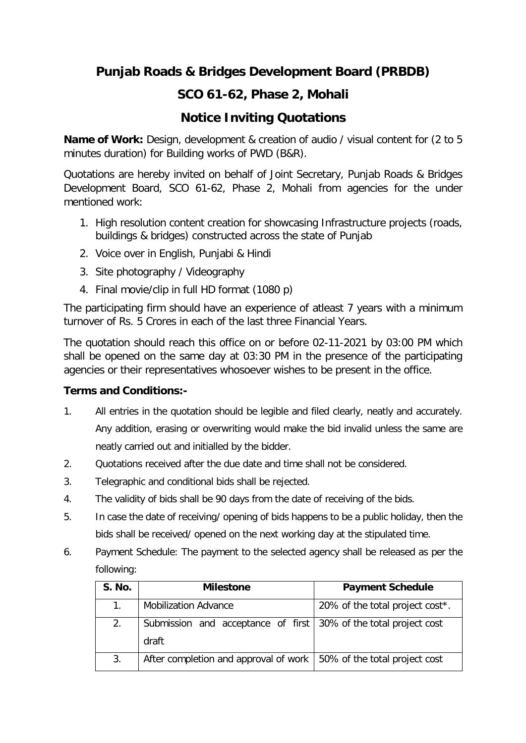# Punjab Roads & Bridges Development Board (PRBDB)

## SCO 61-62, Phase 2, Mohali

## Notice Inviting Quotations

**Name of Work:** Design, development & creation of audio / visual content for (2 to 5 minutes duration) for Building works of PWD (B&R).

Quotations are hereby invited on behalf of Joint Secretary, Punjab Roads & Bridges Development Board, SCO 61-62, Phase 2, Mohali from agencies for the under mentioned work:

1. High resolution content creation for showcasing Infrastructure projects (roads, buildings & bridges) constructed across the state of Punjab
2. Voice over in English, Punjabi & Hindi
3. Site photography / Videography
4. Final movie/clip in full HD format (1080 p)

The participating firm should have an experience of atleast 7 years with a minimum turnover of Rs. 5 Crores in each of the last three Financial Years.

The quotation should reach this office on or before 02-11-2021 by 03:00 PM which shall be opened on the same day at 03:30 PM in the presence of the participating agencies or their representatives whosoever wishes to be present in the office.

**Terms and Conditions:-**

1. All entries in the quotation should be legible and filed clearly, neatly and accurately. Any addition, erasing or overwriting would make the bid invalid unless the same are neatly carried out and initialled by the bidder.
2. Quotations received after the due date and time shall not be considered.
3. Telegraphic and conditional bids shall be rejected.
4. The validity of bids shall be 90 days from the date of receiving of the bids.
5. In case the date of receiving/ opening of bids happens to be a public holiday, then the bids shall be received/ opened on the next working day at the stipulated time.
6. Payment Schedule: The payment to the selected agency shall be released as per the following:

| S. No. | Milestone | Payment Schedule |
|---|---|---|
| 1. | Mobilization Advance | 20% of the total project cost*. |
| 2. | Submission and acceptance of first draft | 30% of the total project cost |
| 3. | After completion and approval of work | 50% of the total project cost |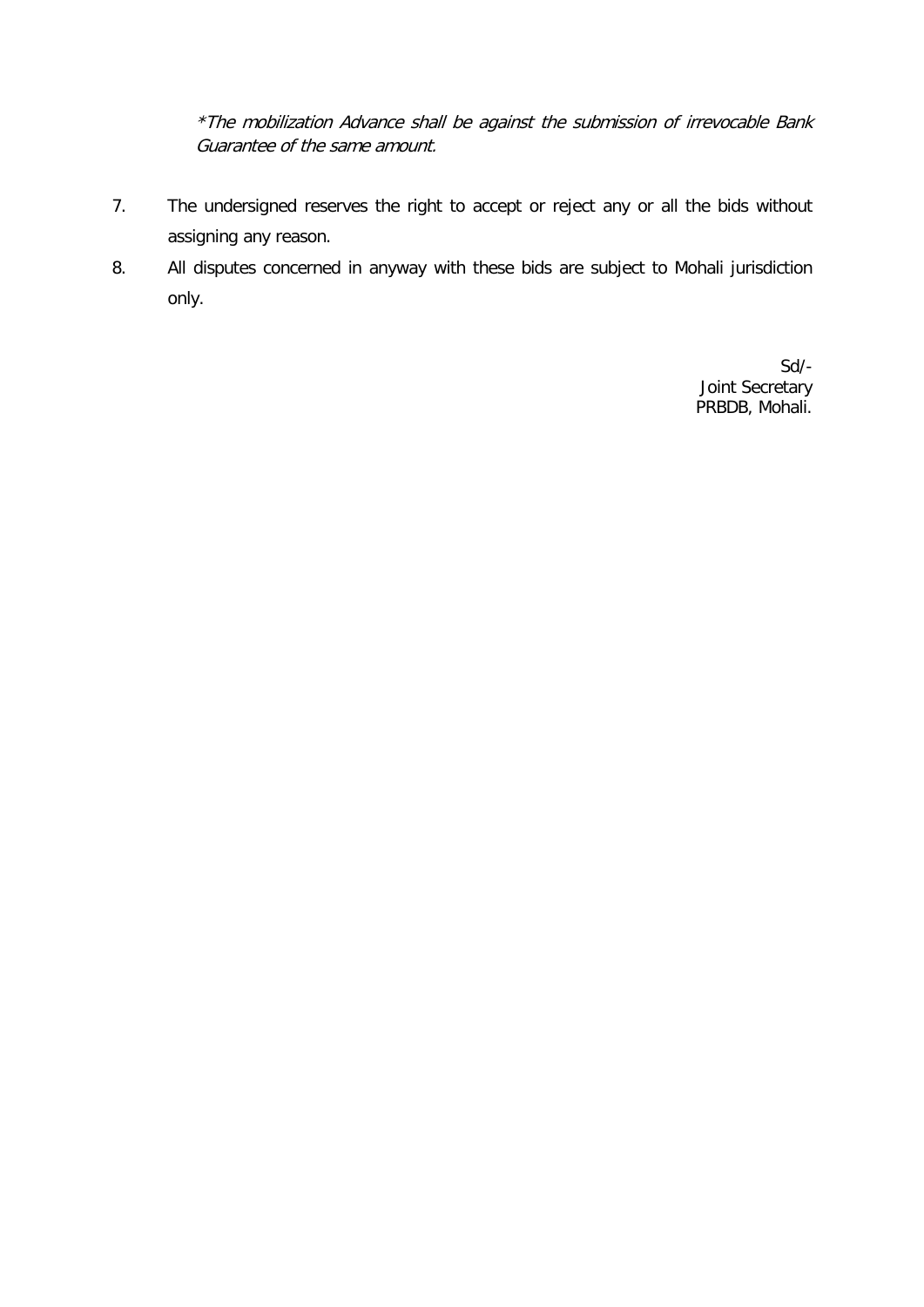*\*The mobilization Advance shall be against the submission of irrevocable Bank Guarantee of the same amount.*

7. The undersigned reserves the right to accept or reject any or all the bids without assigning any reason.
8. All disputes concerned in anyway with these bids are subject to Mohali jurisdiction only.

Sd/-
Joint Secretary
PRBDB, Mohali.